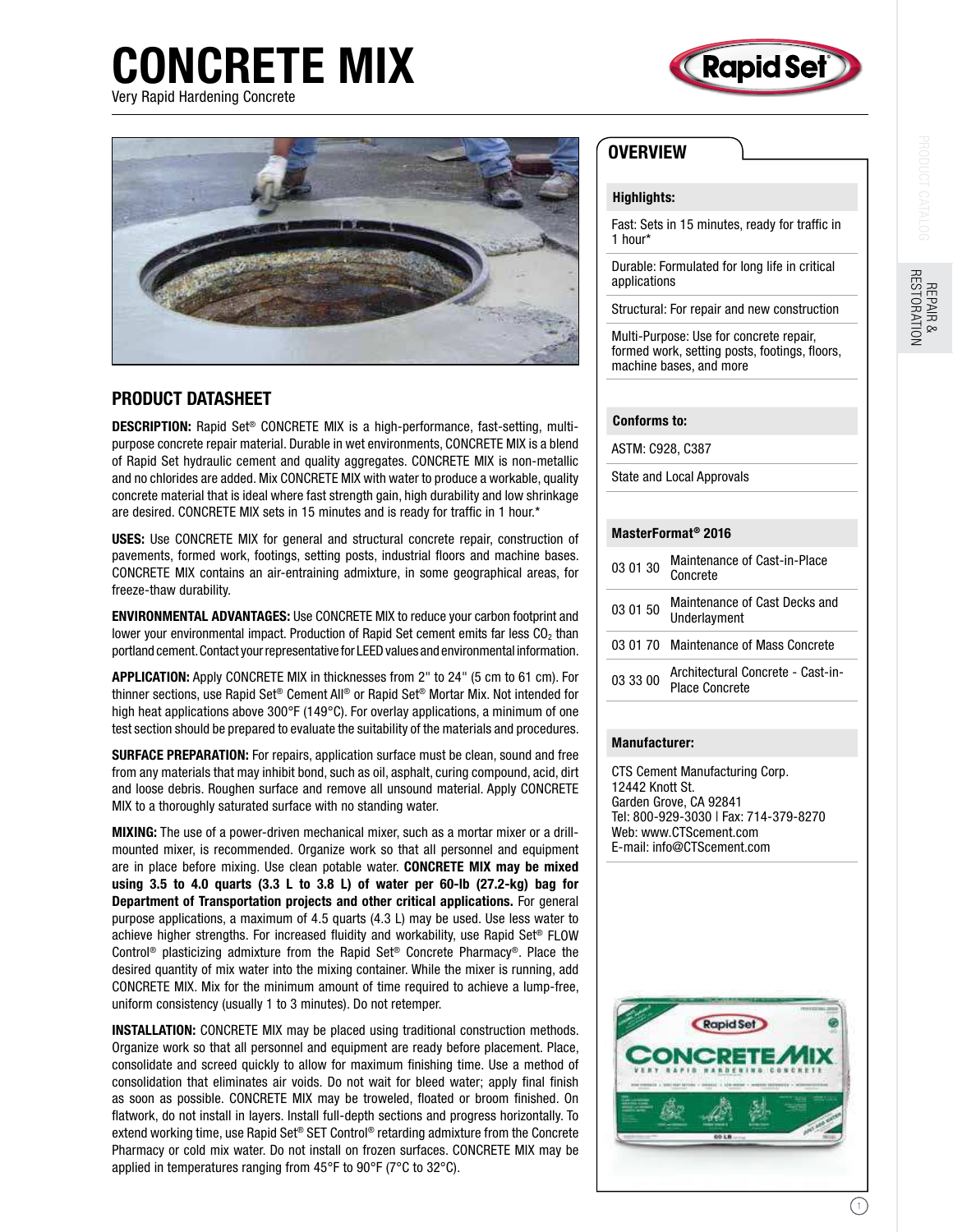# CONCRETE MIX

Very Rapid Hardening Concrete

## PRODUCT DATASHEET

**DESCRIPTION:** Rapid Set® CONCRETE MIX is a high-performance, fast-setting, multi-purpose concrete repair material. Durable in wet environments, CONCRETE MIX is a blend of Rapid Set hydraulic cement and quality aggregates. CONCRETE MIX is non-metallic and no chlorides are added. Mix CONCRETE MIX with water to produce a workable, quality concrete material that is ideal where fast strength gain, high durability and low shrinkage are desired. CONCRETE MIX sets in 15 minutes and is ready for traffic in 1 hour.*

**USES:** Use CONCRETE MIX for general and structural concrete repair, construction of pavements, formed work, footings, setting posts, industrial floors and machine bases. CONCRETE MIX contains an air-entraining admixture, in some geographical areas, for freeze-thaw durability.

**ENVIRONMENTAL ADVANTAGES:** Use CONCRETE MIX to reduce your carbon footprint and lower your environmental impact. Production of Rapid Set cement emits far less $CO_2$ than portland cement. Contact your representative for LEED values and environmental information.

**APPLICATION:** Apply CONCRETE MIX in thicknesses from 2" to 24" (5 cm to 61 cm). For thinner sections, use Rapid Set® Cement All® or Rapid Set® Mortar Mix. Not intended for high heat applications above 300°F (149°C). For overlay applications, a minimum of one test section should be prepared to evaluate the suitability of the materials and procedures.

**SURFACE PREPARATION:** For repairs, application surface must be clean, sound and free from any materials that may inhibit bond, such as oil, asphalt, curing compound, acid, dirt and loose debris. Roughen surface and remove all unsound material. Apply CONCRETE MIX to a thoroughly saturated surface with no standing water.

**MIXING:** The use of a power-driven mechanical mixer, such as a mortar mixer or a drill-mounted mixer, is recommended. Organize work so that all personnel and equipment are in place before mixing. Use clean potable water. **CONCRETE MIX may be mixed using 3.5 to 4.0 quarts (3.3 L to 3.8 L) of water per 60-lb (27.2-kg) bag for Department of Transportation projects and other critical applications.** For general purpose applications, a maximum of 4.5 quarts (4.3 L) may be used. Use less water to achieve higher strengths. For increased fluidity and workability, use Rapid Set® FLOW Control® plasticizing admixture from the Rapid Set® Concrete Pharmacy®. Place the desired quantity of mix water into the mixing container. While the mixer is running, add CONCRETE MIX. Mix for the minimum amount of time required to achieve a lump-free, uniform consistency (usually 1 to 3 minutes). Do not retemper.

**INSTALLATION:** CONCRETE MIX may be placed using traditional construction methods. Organize work so that all personnel and equipment are ready before placement. Place, consolidate and screed quickly to allow for maximum finishing time. Use a method of consolidation that eliminates air voids. Do not wait for bleed water; apply final finish as soon as possible. CONCRETE MIX may be troweled, floated or broom finished. On flatwork, do not install in layers. Install full-depth sections and progress horizontally. To extend working time, use Rapid Set® SET Control® retarding admixture from the Concrete Pharmacy or cold mix water. Do not install on frozen surfaces. CONCRETE MIX may be applied in temperatures ranging from 45°F to 90°F (7°C to 32°C).

## OVERVIEW

**Highlights:**

- Fast: Sets in 15 minutes, ready for traffic in 1 hour*
- Durable: Formulated for long life in critical applications
- Structural: For repair and new construction
- Multi-Purpose: Use for concrete repair, formed work, setting posts, footings, floors, machine bases, and more

**Conforms to:**

- ASTM: C928, C387
- State and Local Approvals

**MasterFormat® 2016**

| Code | Description |
|---|---|
| 03 01 30 | Maintenance of Cast-in-Place Concrete |
| 03 01 50 | Maintenance of Cast Decks and Underlayment |
| 03 01 70 | Maintenance of Mass Concrete |
| 03 33 00 | Architectural Concrete - Cast-in-Place Concrete |

**Manufacturer:**

CTS Cement Manufacturing Corp.
12442 Knott St.
Garden Grove, CA 92841
Tel: 800-929-3030 | Fax: 714-379-8270
Web: www.CTScement.com
E-mail: info@CTScement.com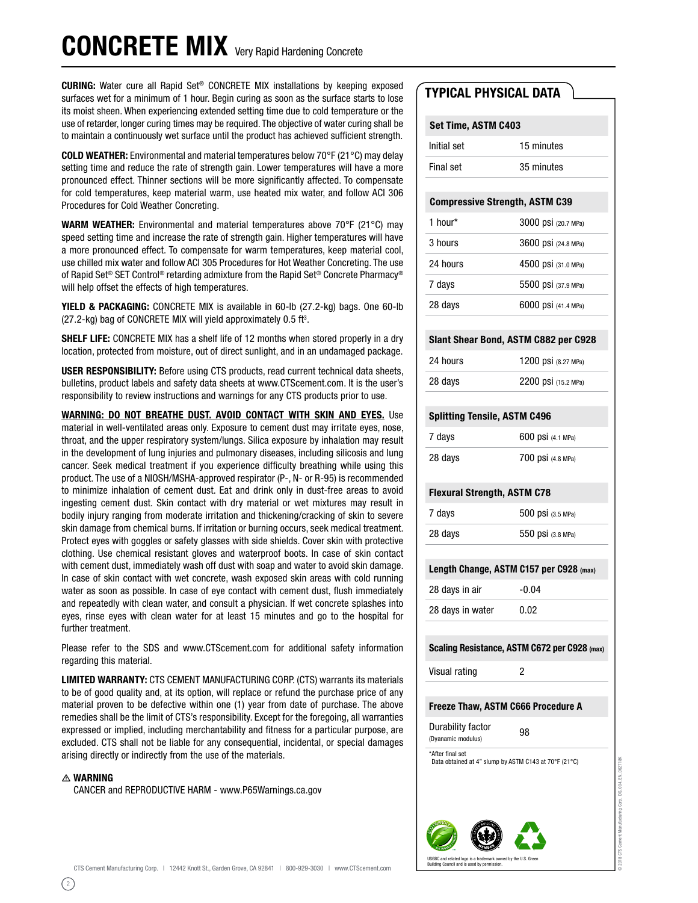# CONCRETE MIX Very Rapid Hardening Concrete

**CURING:** Water cure all Rapid Set® CONCRETE MIX installations by keeping exposed surfaces wet for a minimum of 1 hour. Begin curing as soon as the surface starts to lose its moist sheen. When experiencing extended setting time due to cold temperature or the use of retarder, longer curing times may be required. The objective of water curing shall be to maintain a continuously wet surface until the product has achieved sufficient strength.

**COLD WEATHER:** Environmental and material temperatures below 70°F (21°C) may delay setting time and reduce the rate of strength gain. Lower temperatures will have a more pronounced effect. Thinner sections will be more significantly affected. To compensate for cold temperatures, keep material warm, use heated mix water, and follow ACI 306 Procedures for Cold Weather Concreting.

**WARM WEATHER:** Environmental and material temperatures above 70°F (21°C) may speed setting time and increase the rate of strength gain. Higher temperatures will have a more pronounced effect. To compensate for warm temperatures, keep material cool, use chilled mix water and follow ACI 305 Procedures for Hot Weather Concreting. The use of Rapid Set® SET Control® retarding admixture from the Rapid Set® Concrete Pharmacy® will help offset the effects of high temperatures.

**YIELD & PACKAGING:** CONCRETE MIX is available in 60-lb (27.2-kg) bags. One 60-lb (27.2-kg) bag of CONCRETE MIX will yield approximately 0.5 ft³.

**SHELF LIFE:** CONCRETE MIX has a shelf life of 12 months when stored properly in a dry location, protected from moisture, out of direct sunlight, and in an undamaged package.

**USER RESPONSIBILITY:** Before using CTS products, read current technical data sheets, bulletins, product labels and safety data sheets at www.CTScement.com. It is the user's responsibility to review instructions and warnings for any CTS products prior to use.

**WARNING: DO NOT BREATHE DUST. AVOID CONTACT WITH SKIN AND EYES.** Use material in well-ventilated areas only. Exposure to cement dust may irritate eyes, nose, throat, and the upper respiratory system/lungs. Silica exposure by inhalation may result in the development of lung injuries and pulmonary diseases, including silicosis and lung cancer. Seek medical treatment if you experience difficulty breathing while using this product. The use of a NIOSH/MSHA-approved respirator (P-, N- or R-95) is recommended to minimize inhalation of cement dust. Eat and drink only in dust-free areas to avoid ingesting cement dust. Skin contact with dry material or wet mixtures may result in bodily injury ranging from moderate irritation and thickening/cracking of skin to severe skin damage from chemical burns. If irritation or burning occurs, seek medical treatment. Protect eyes with goggles or safety glasses with side shields. Cover skin with protective clothing. Use chemical resistant gloves and waterproof boots. In case of skin contact with cement dust, immediately wash off dust with soap and water to avoid skin damage. In case of skin contact with wet concrete, wash exposed skin areas with cold running water as soon as possible. In case of eye contact with cement dust, flush immediately and repeatedly with clean water, and consult a physician. If wet concrete splashes into eyes, rinse eyes with clean water for at least 15 minutes and go to the hospital for further treatment.

Please refer to the SDS and www.CTScement.com for additional safety information regarding this material.

**LIMITED WARRANTY:** CTS CEMENT MANUFACTURING CORP. (CTS) warrants its materials to be of good quality and, at its option, will replace or refund the purchase price of any material proven to be defective within one (1) year from date of purchase. The above remedies shall be the limit of CTS's responsibility. Except for the foregoing, all warranties expressed or implied, including merchantability and fitness for a particular purpose, are excluded. CTS shall not be liable for any consequential, incidental, or special damages arising directly or indirectly from the use of the materials.

⚠ **WARNING**

CANCER and REPRODUCTIVE HARM - www.P65Warnings.ca.gov

## TYPICAL PHYSICAL DATA

| Set Time, ASTM C403 | |
|---|---|
| Initial set | 15 minutes |
| Final set | 35 minutes |

| Compressive Strength, ASTM C39 | |
|---|---|
| 1 hour* | 3000 psi (20.7 MPa) |
| 3 hours | 3600 psi (24.8 MPa) |
| 24 hours | 4500 psi (31.0 MPa) |
| 7 days | 5500 psi (37.9 MPa) |
| 28 days | 6000 psi (41.4 MPa) |

| Slant Shear Bond, ASTM C882 per C928 | |
|---|---|
| 24 hours | 1200 psi (8.27 MPa) |
| 28 days | 2200 psi (15.2 MPa) |

| Splitting Tensile, ASTM C496 | |
|---|---|
| 7 days | 600 psi (4.1 MPa) |
| 28 days | 700 psi (4.8 MPa) |

| Flexural Strength, ASTM C78 | |
|---|---|
| 7 days | 500 psi (3.5 MPa) |
| 28 days | 550 psi (3.8 MPa) |

| Length Change, ASTM C157 per C928 (max) | |
|---|---|
| 28 days in air | -0.04 |
| 28 days in water | 0.02 |

| Scaling Resistance, ASTM C672 per C928 (max) | |
|---|---|
| Visual rating | 2 |

| Freeze Thaw, ASTM C666 Procedure A | |
|---|---|
| Durability factor (Dyanamic modulus) | 98 |

*After final set
Data obtained at 4" slump by ASTM C143 at 70°F (21°C)

USGBC and related logo is a trademark owned by the U.S. Green Building Council and is used by permission.

CTS Cement Manufacturing Corp. | 12442 Knott St., Garden Grove, CA 92841 | 800-929-3030 | www.CTScement.com

© 2018 CTS Cement Manufacturing Corp. DS_004_EN_062718K